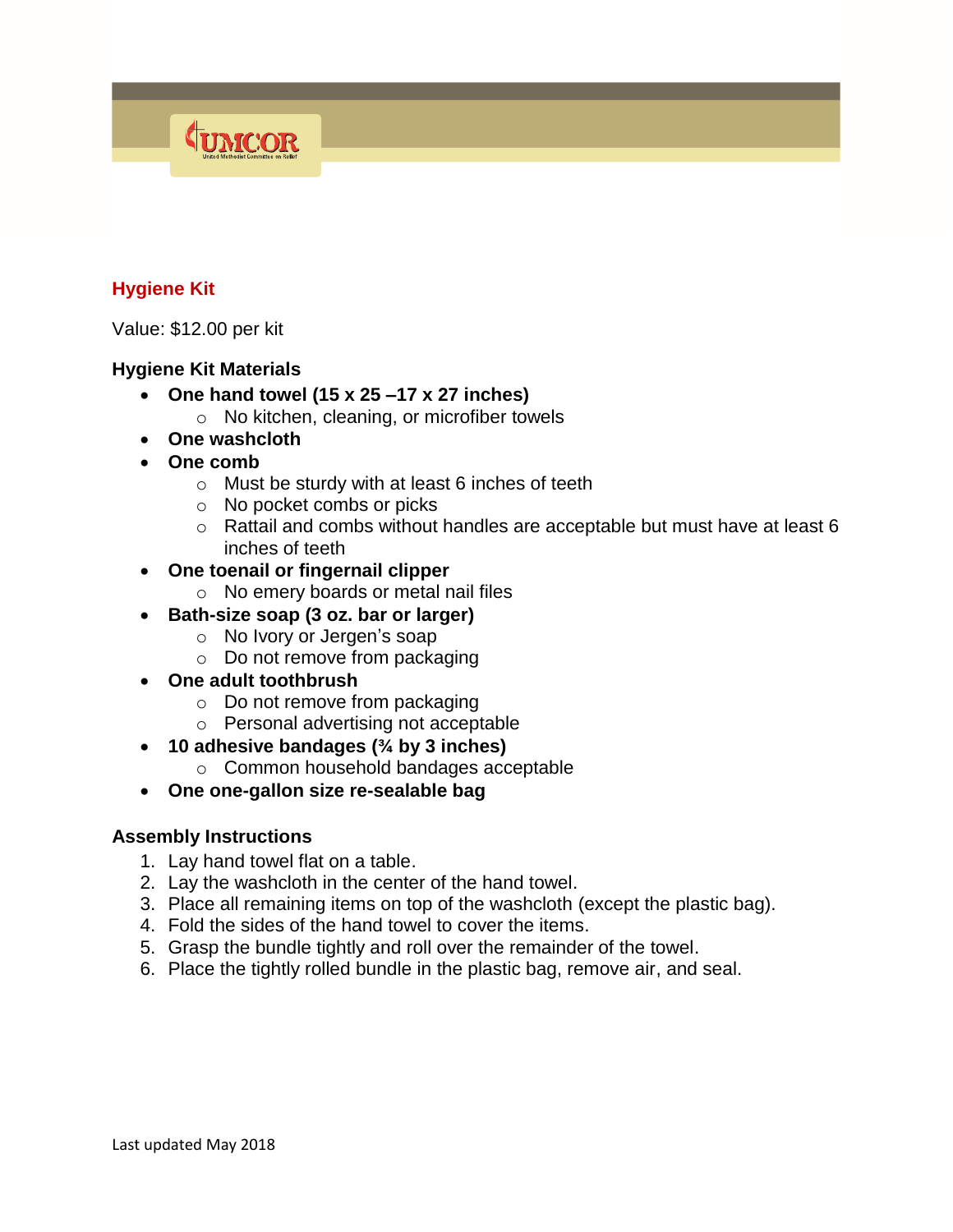## Hygiene Kit

Value: $12.00 per kit

### Hygiene Kit Materials

- **One hand towel (15 x 25 –17 x 27 inches)**
  - No kitchen, cleaning, or microfiber towels
- **One washcloth**
- **One comb**
  - Must be sturdy with at least 6 inches of teeth
  - No pocket combs or picks
  - Rattail and combs without handles are acceptable but must have at least 6 inches of teeth
- **One toenail or fingernail clipper**
  - No emery boards or metal nail files
- **Bath-size soap (3 oz. bar or larger)**
  - No Ivory or Jergen's soap
  - Do not remove from packaging
- **One adult toothbrush**
  - Do not remove from packaging
  - Personal advertising not acceptable
- **10 adhesive bandages (¾ by 3 inches)**
  - Common household bandages acceptable
- **One one-gallon size re-sealable bag**

### Assembly Instructions

1. Lay hand towel flat on a table.
2. Lay the washcloth in the center of the hand towel.
3. Place all remaining items on top of the washcloth (except the plastic bag).
4. Fold the sides of the hand towel to cover the items.
5. Grasp the bundle tightly and roll over the remainder of the towel.
6. Place the tightly rolled bundle in the plastic bag, remove air, and seal.

Last updated May 2018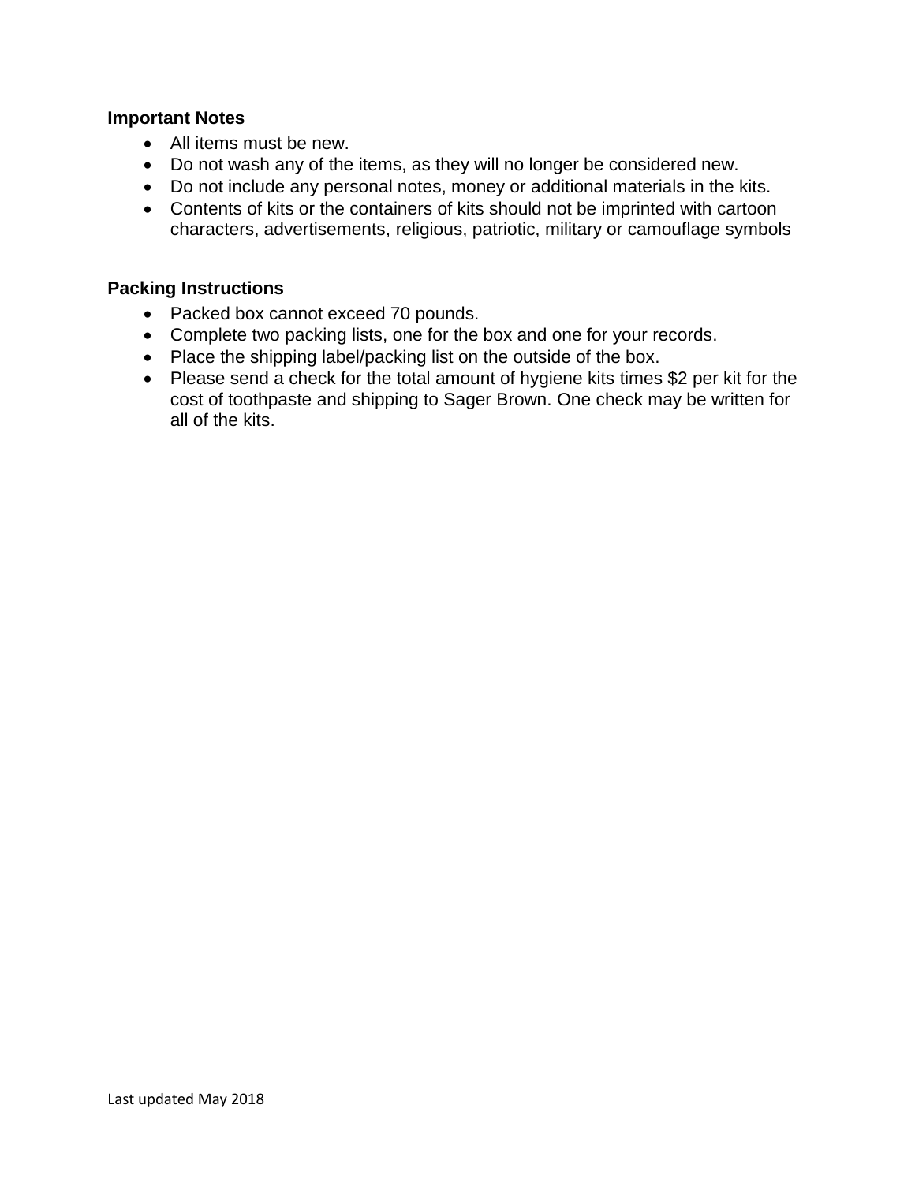**Important Notes**

- All items must be new.
- Do not wash any of the items, as they will no longer be considered new.
- Do not include any personal notes, money or additional materials in the kits.
- Contents of kits or the containers of kits should not be imprinted with cartoon characters, advertisements, religious, patriotic, military or camouflage symbols

**Packing Instructions**

- Packed box cannot exceed 70 pounds.
- Complete two packing lists, one for the box and one for your records.
- Place the shipping label/packing list on the outside of the box.
- Please send a check for the total amount of hygiene kits times $2 per kit for the cost of toothpaste and shipping to Sager Brown. One check may be written for all of the kits.

Last updated May 2018